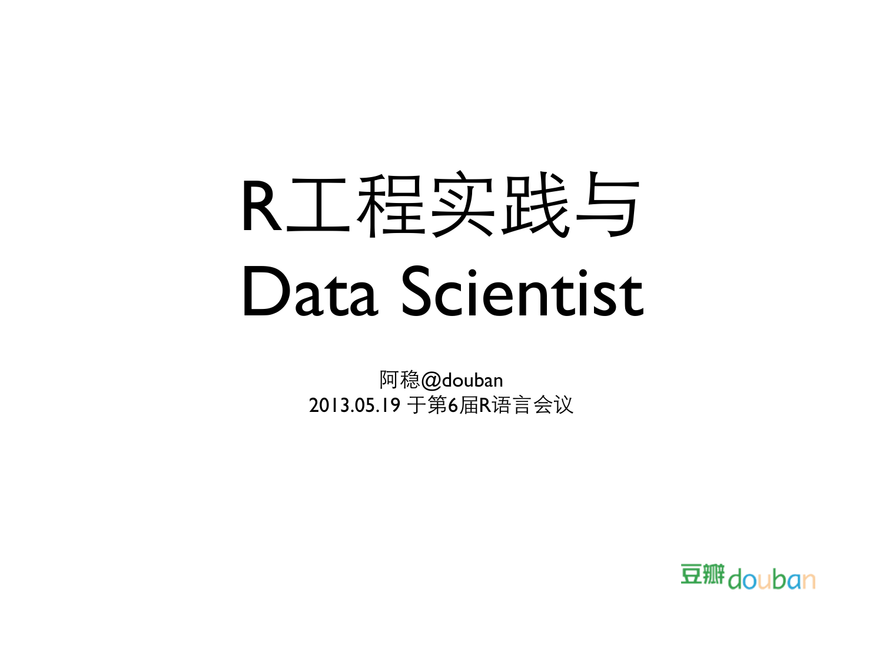# R工程实践与 Data Scientist

阿稳@douban

2013.05.19 于第6届R语言会议

豆瓣douban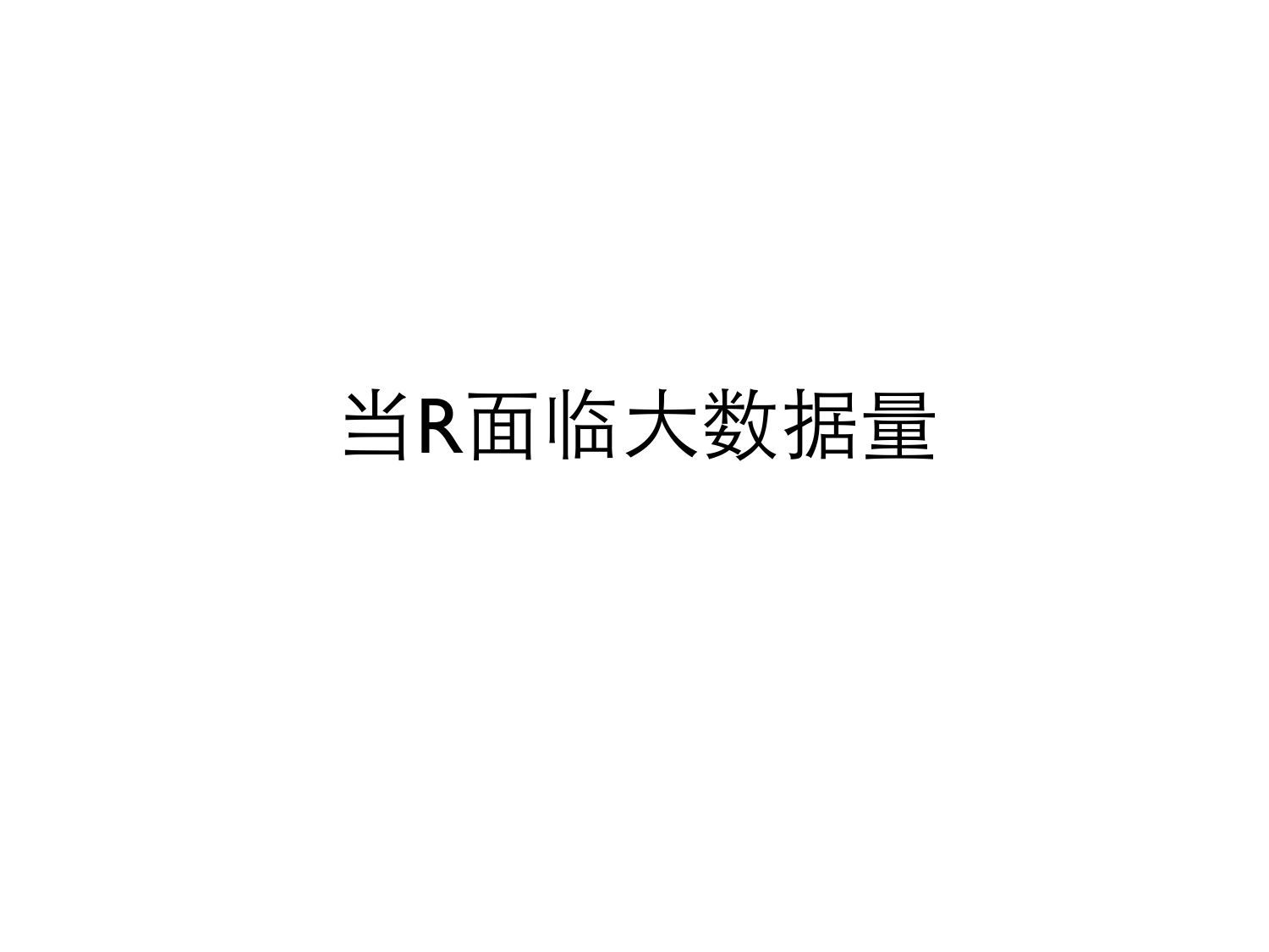# 当R面临大数据量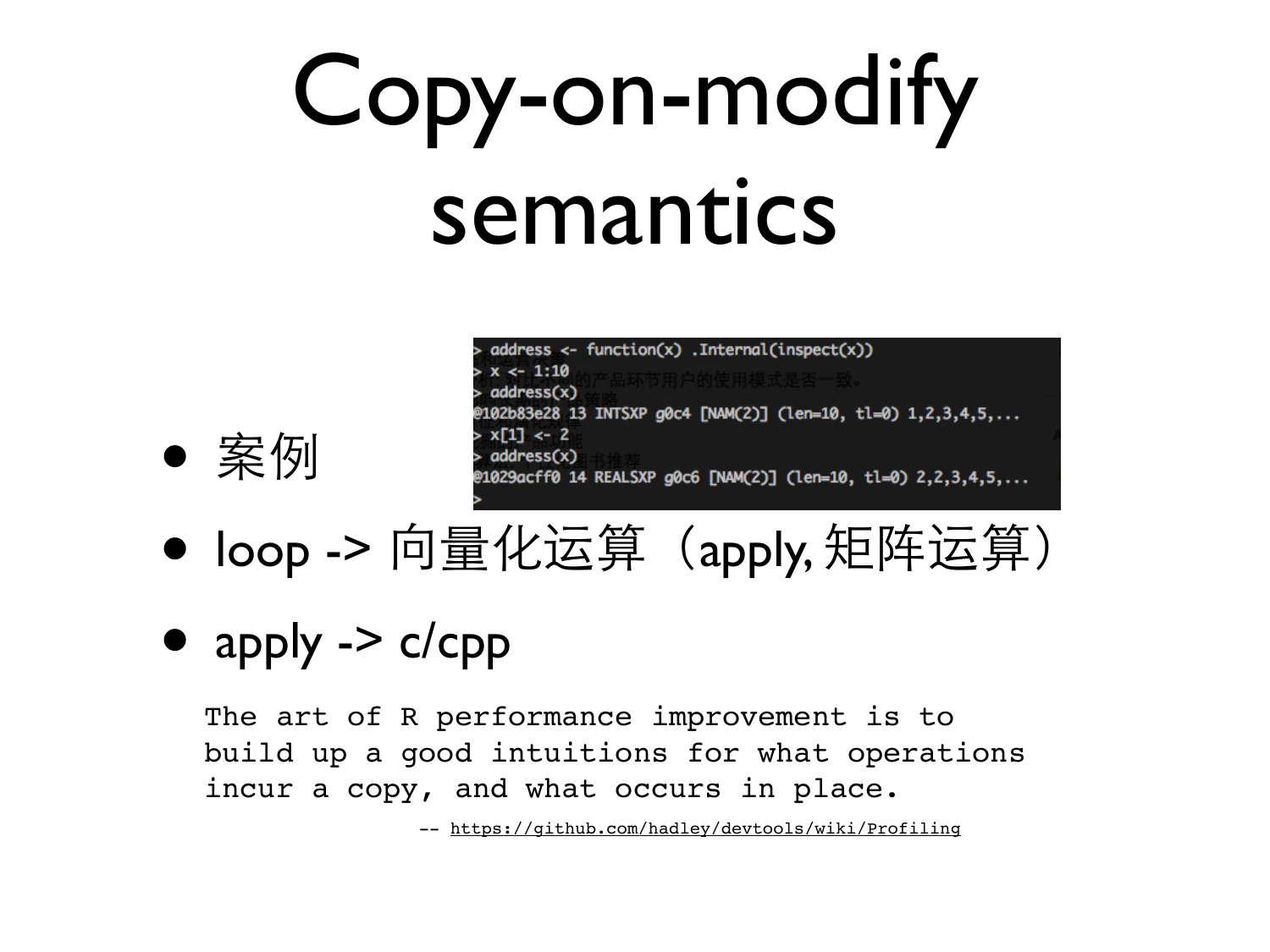# Copy-on-modify semantics

- 案例

```
> address <- function(x) .Internal(inspect(x))
> x <- 1:10
> address(x)
@102b83e28 13 INTSXP g0c4 [NAM(2)] (len=10, tl=0) 1,2,3,4,5,...
> x[1] <- 2
> address(x)
@1029acff0 14 REALSXP g0c6 [NAM(2)] (len=10, tl=0) 2,2,3,4,5,...
>
```

- loop -> 向量化运算（apply, 矩阵运算）
- apply -> c/cpp

```
The art of R performance improvement is to
build up a good intuitions for what operations
incur a copy, and what occurs in place.
```

-- https://github.com/hadley/devtools/wiki/Profiling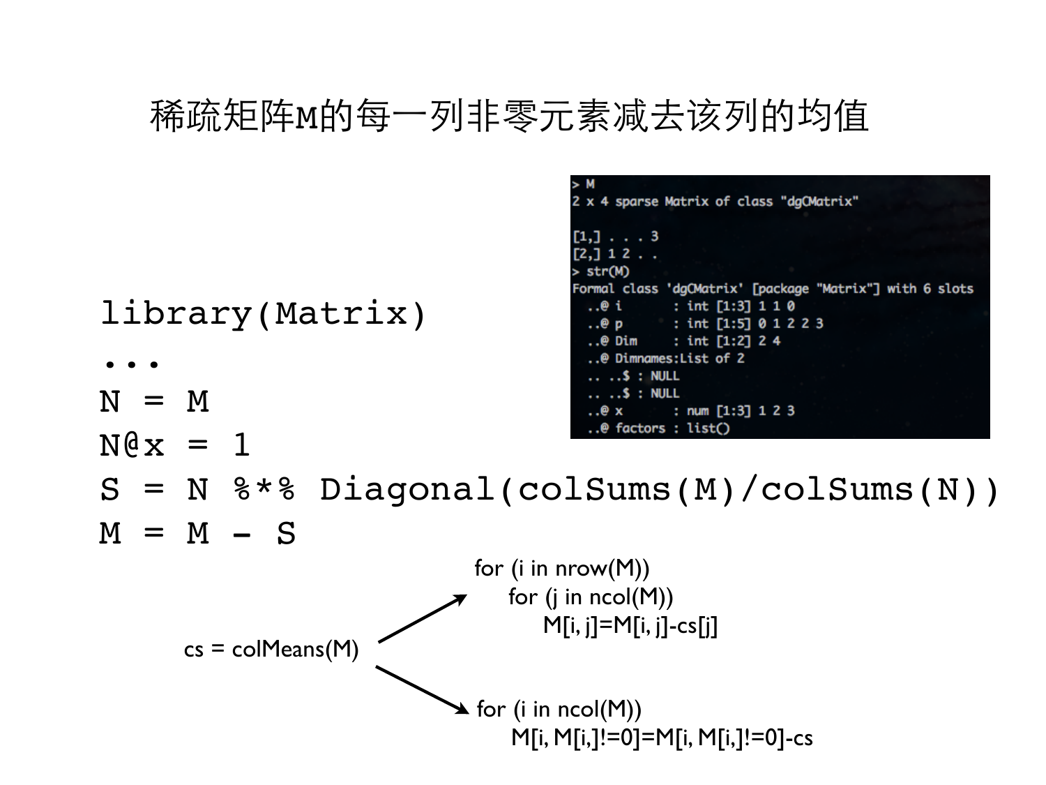# 稀疏矩阵M的每一列非零元素减去该列的均值

```
> M
2 x 4 sparse Matrix of class "dgCMatrix"

[1,] . . . 3
[2,] 1 2 . .
> str(M)
Formal class 'dgCMatrix' [package "Matrix"] with 6 slots
  ..@ i       : int [1:3] 1 1 0
  ..@ p       : int [1:5] 0 1 2 2 3
  ..@ Dim     : int [1:2] 2 4
  ..@ Dimnames:List of 2
  .. ..$ : NULL
  .. ..$ : NULL
  ..@ x       : num [1:3] 1 2 3
  ..@ factors : list()
```

```
library(Matrix)
...
N = M
N@x = 1
S = N %*% Diagonal(colSums(M)/colSums(N))
M = M - S
```

```
cs = colMeans(M)
```

```
for (i in nrow(M))
    for (j in ncol(M))
        M[i, j]=M[i, j]-cs[j]
```

```
for (i in ncol(M))
    M[i, M[i,]!=0]=M[i, M[i,]!=0]-cs
```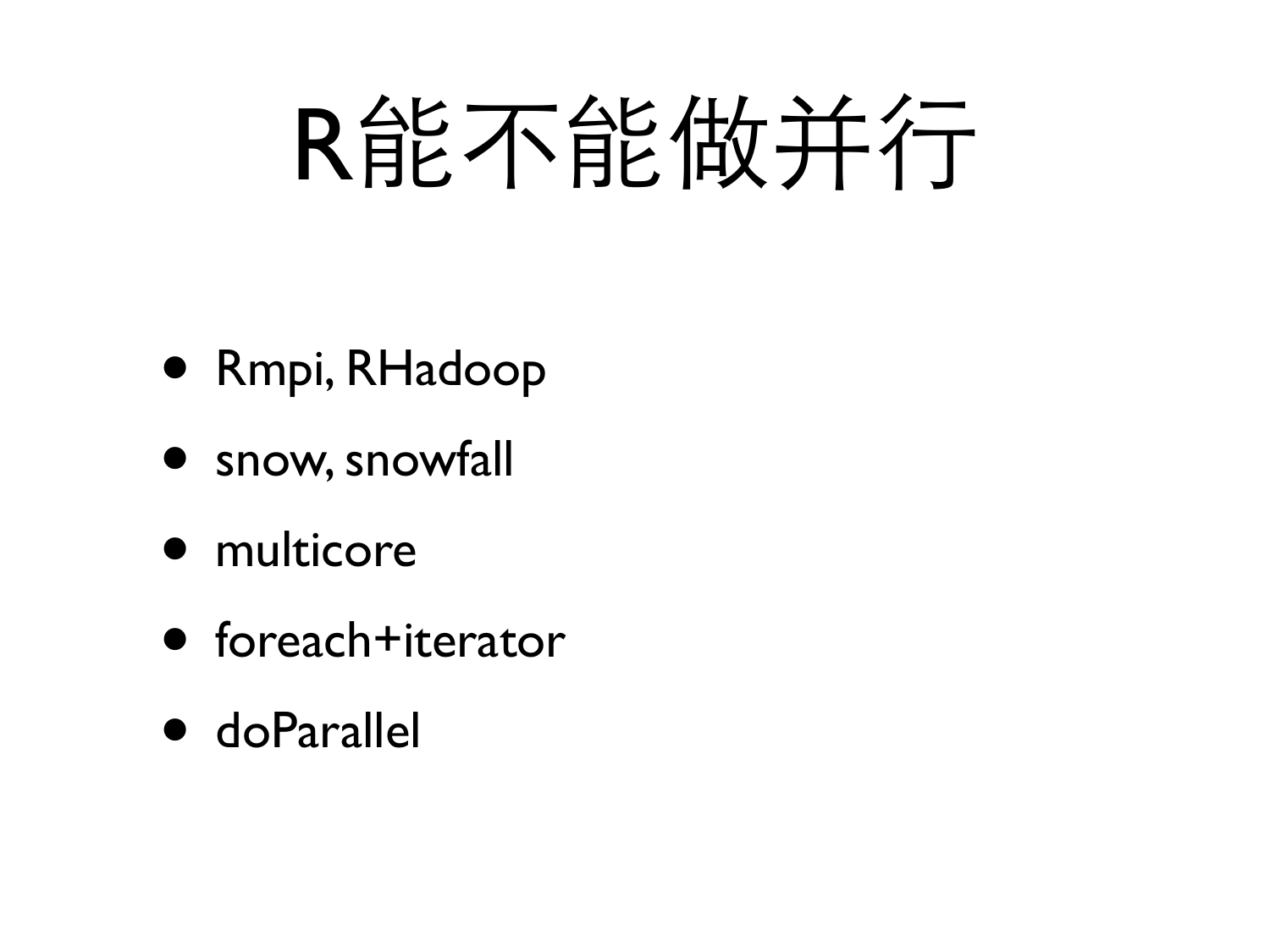# R能不能做并行

- Rmpi, RHadoop
- snow, snowfall
- multicore
- foreach+iterator
- doParallel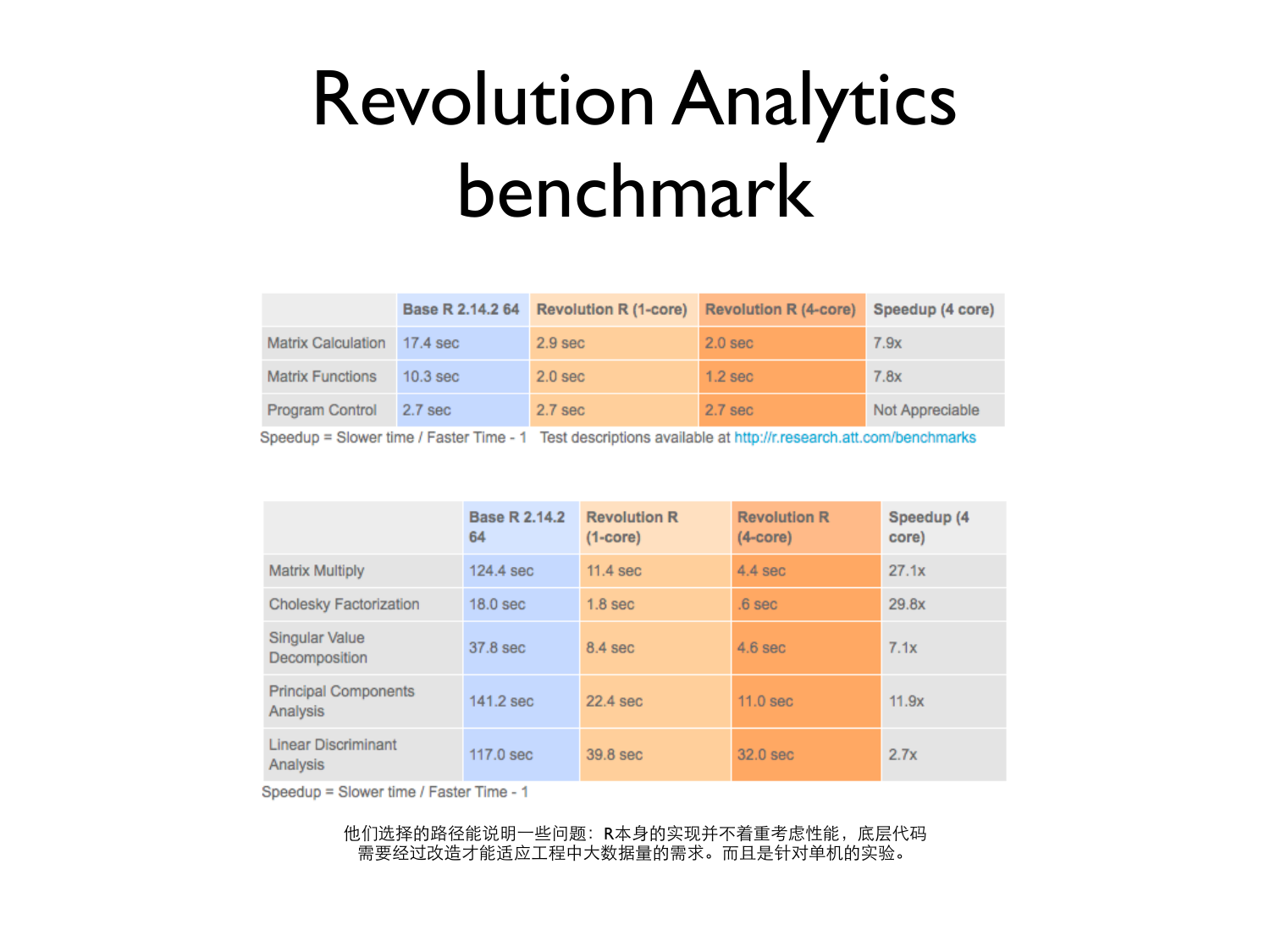# Revolution Analytics benchmark

| | Base R 2.14.2 64 | Revolution R (1-core) | Revolution R (4-core) | Speedup (4 core) |
|---|---|---|---|---|
| Matrix Calculation | 17.4 sec | 2.9 sec | 2.0 sec | 7.9x |
| Matrix Functions | 10.3 sec | 2.0 sec | 1.2 sec | 7.8x |
| Program Control | 2.7 sec | 2.7 sec | 2.7 sec | Not Appreciable |

Speedup = Slower time / Faster Time - 1   Test descriptions available at http://r.research.att.com/benchmarks

| | Base R 2.14.2 64 | Revolution R (1-core) | Revolution R (4-core) | Speedup (4 core) |
|---|---|---|---|---|
| Matrix Multiply | 124.4 sec | 11.4 sec | 4.4 sec | 27.1x |
| Cholesky Factorization | 18.0 sec | 1.8 sec | .6 sec | 29.8x |
| Singular Value Decomposition | 37.8 sec | 8.4 sec | 4.6 sec | 7.1x |
| Principal Components Analysis | 141.2 sec | 22.4 sec | 11.0 sec | 11.9x |
| Linear Discriminant Analysis | 117.0 sec | 39.8 sec | 32.0 sec | 2.7x |

Speedup = Slower time / Faster Time - 1

他们选择的路径能说明一些问题：R本身的实现并不着重考虑性能，底层代码需要经过改造才能适应工程中大数据量的需求。而且是针对单机的实验。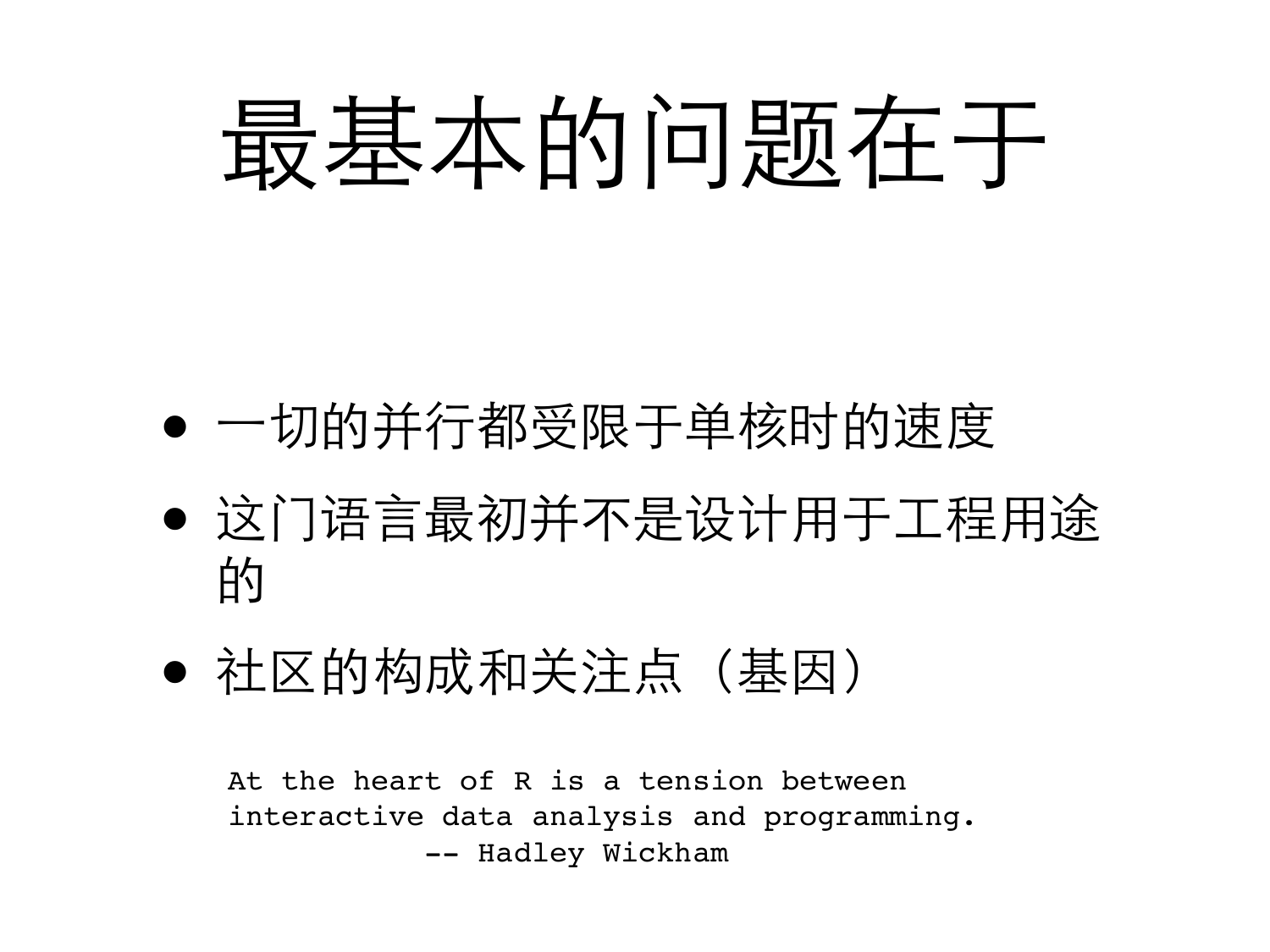# 最基本的问题在于

- 一切的并行都受限于单核时的速度
- 这门语言最初并不是设计用于工程用途的
- 社区的构成和关注点（基因）

```
At the heart of R is a tension between
interactive data analysis and programming.
          -- Hadley Wickham
```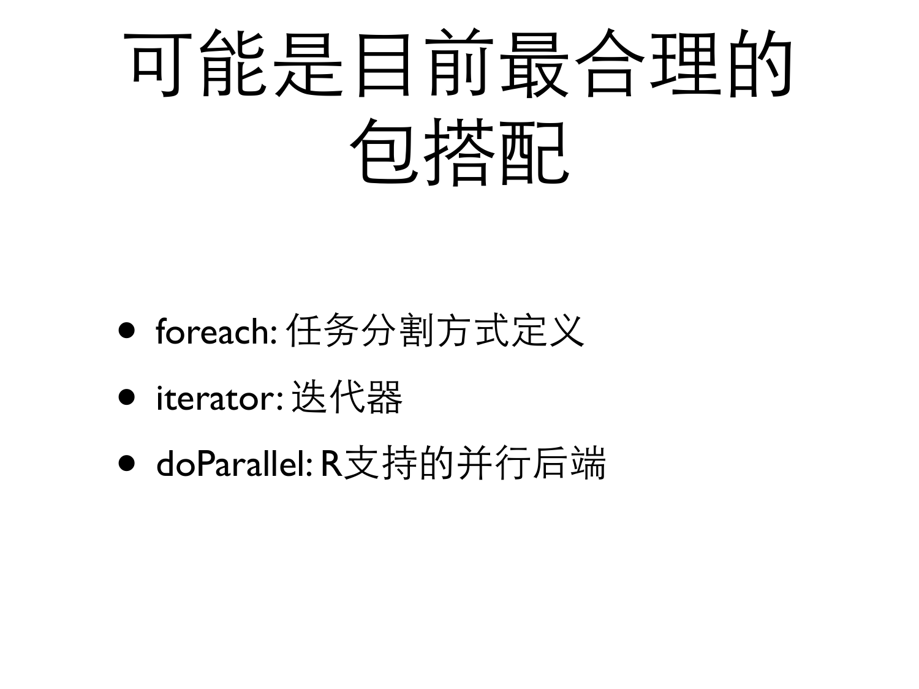# 可能是目前最合理的包搭配

- foreach: 任务分割方式定义
- iterator: 迭代器
- doParallel: R支持的并行后端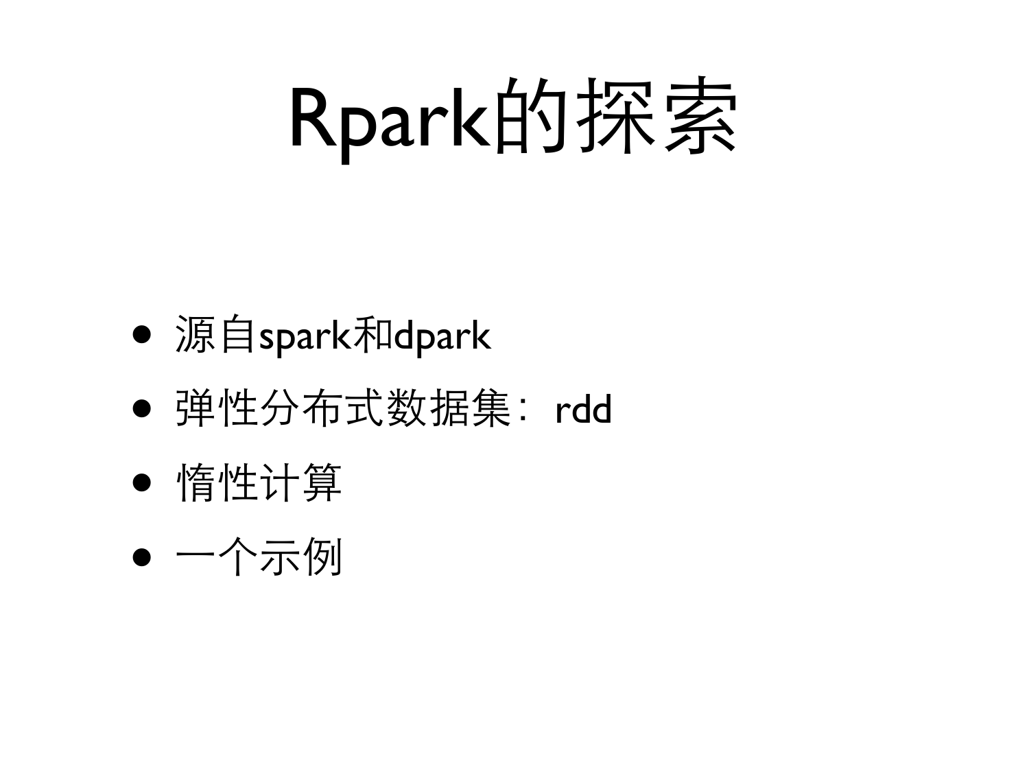# Rpark的探索

- 源自spark和dpark
- 弹性分布式数据集：rdd
- 惰性计算
- 一个示例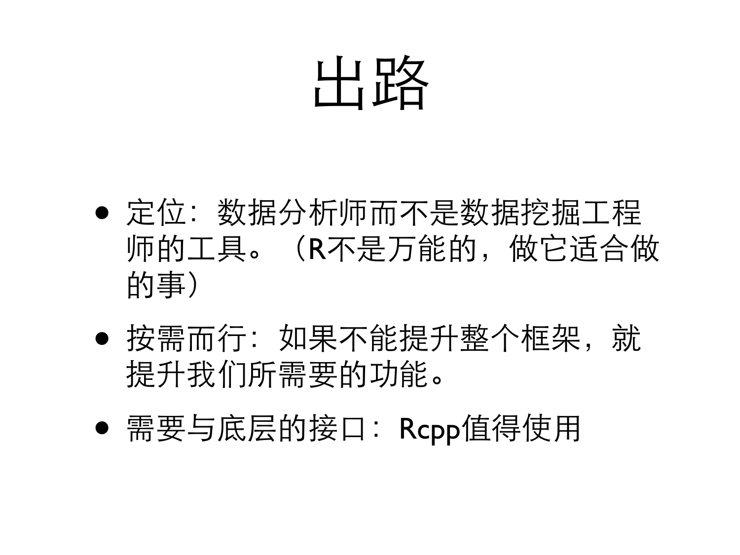# 出路

- 定位：数据分析师而不是数据挖掘工程师的工具。（R不是万能的，做它适合做的事）
- 按需而行：如果不能提升整个框架，就提升我们所需要的功能。
- 需要与底层的接口：Rcpp值得使用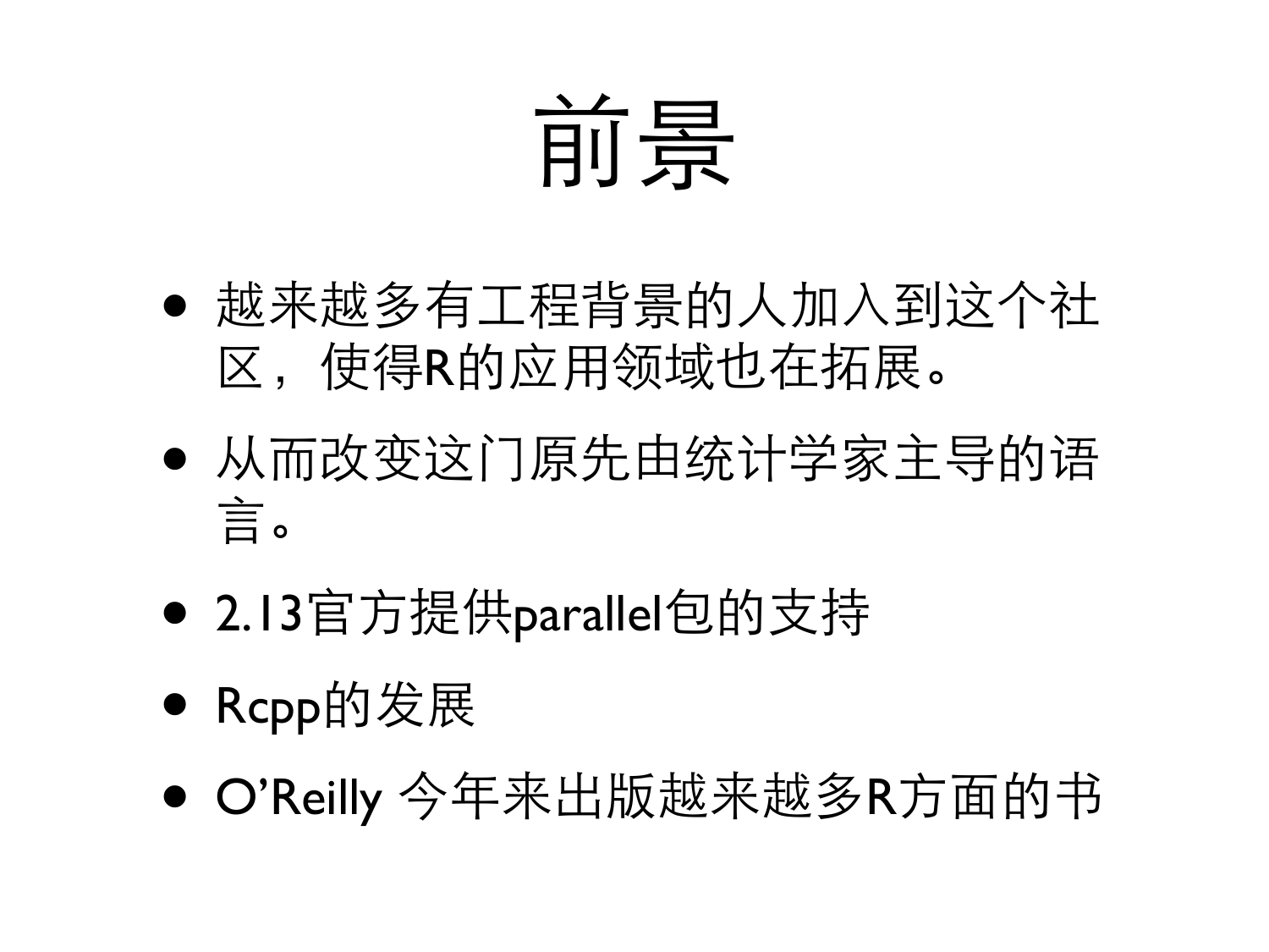# 前景

- 越来越多有工程背景的人加入到这个社区，使得R的应用领域也在拓展。
- 从而改变这门原先由统计学家主导的语言。
- 2.13官方提供parallel包的支持
- Rcpp的发展
- O'Reilly 今年来出版越来越多R方面的书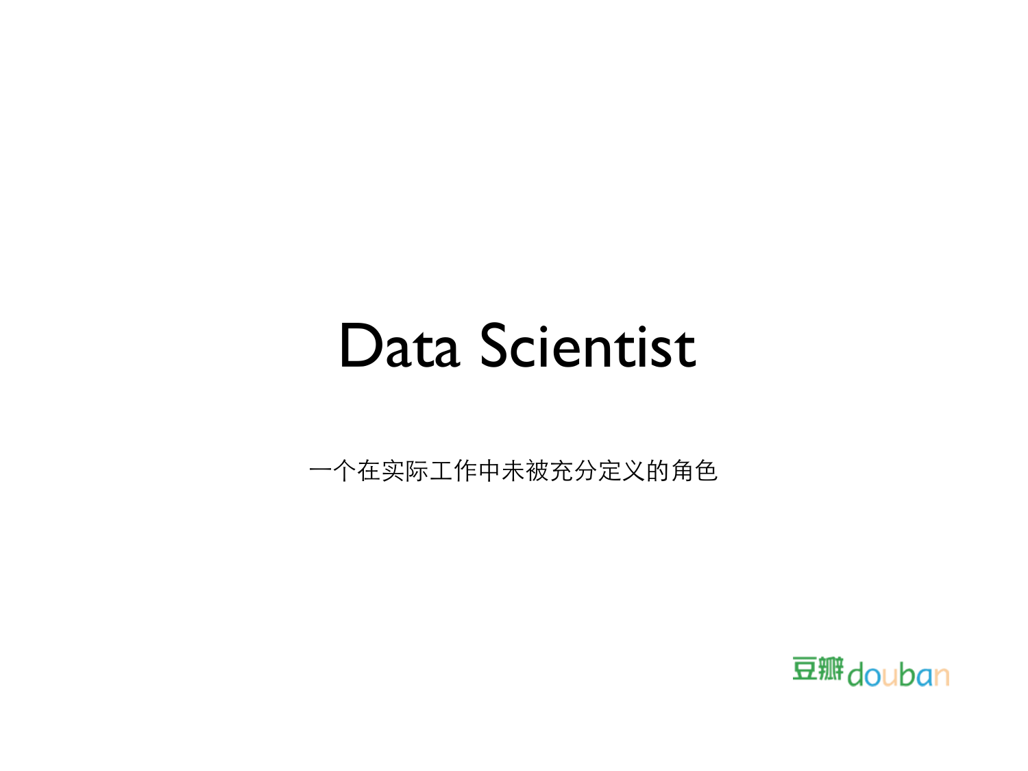# Data Scientist

一个在实际工作中未被充分定义的角色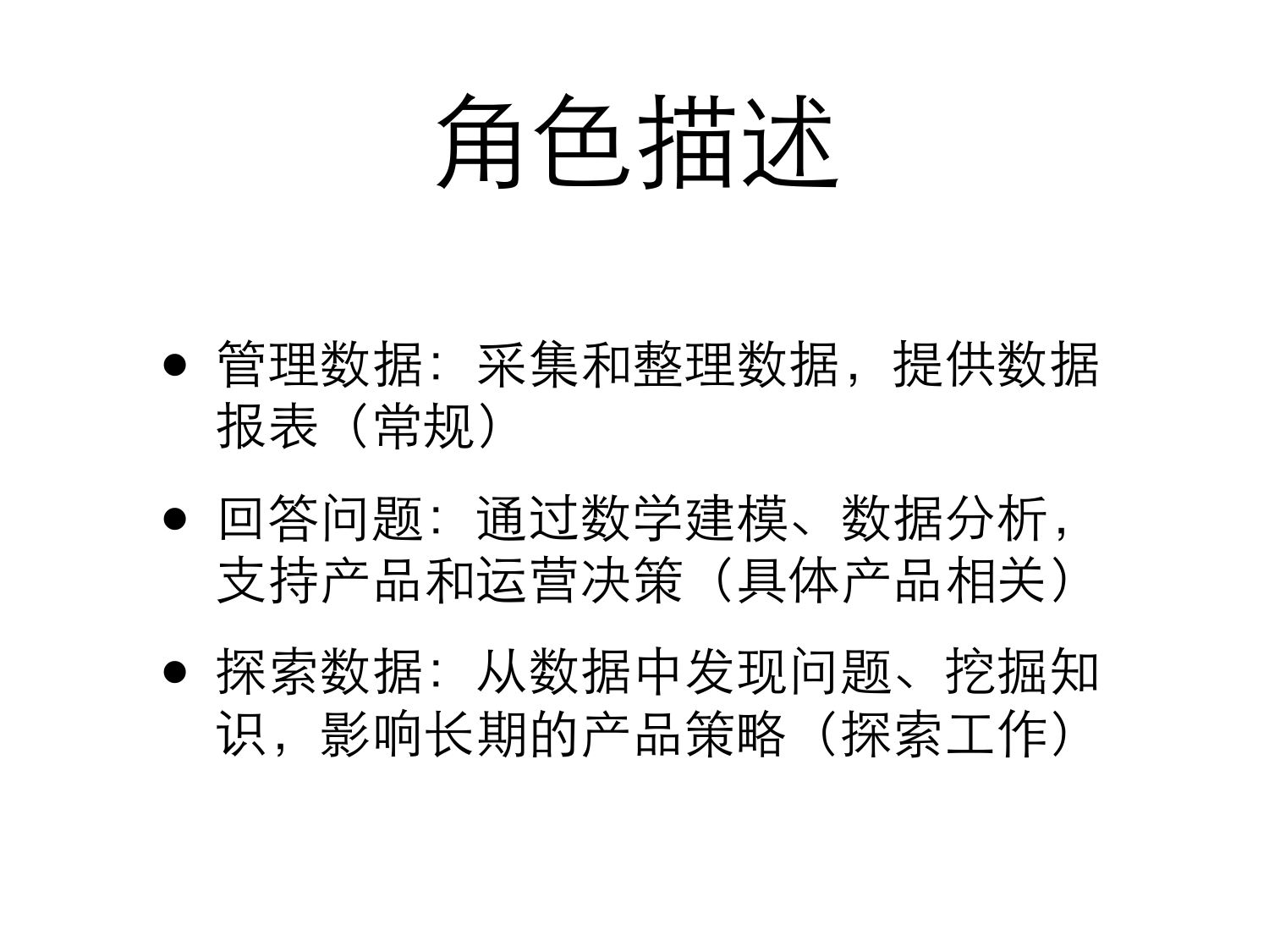# 角色描述

- 管理数据：采集和整理数据，提供数据报表（常规）
- 回答问题：通过数学建模、数据分析，支持产品和运营决策（具体产品相关）
- 探索数据：从数据中发现问题、挖掘知识，影响长期的产品策略（探索工作）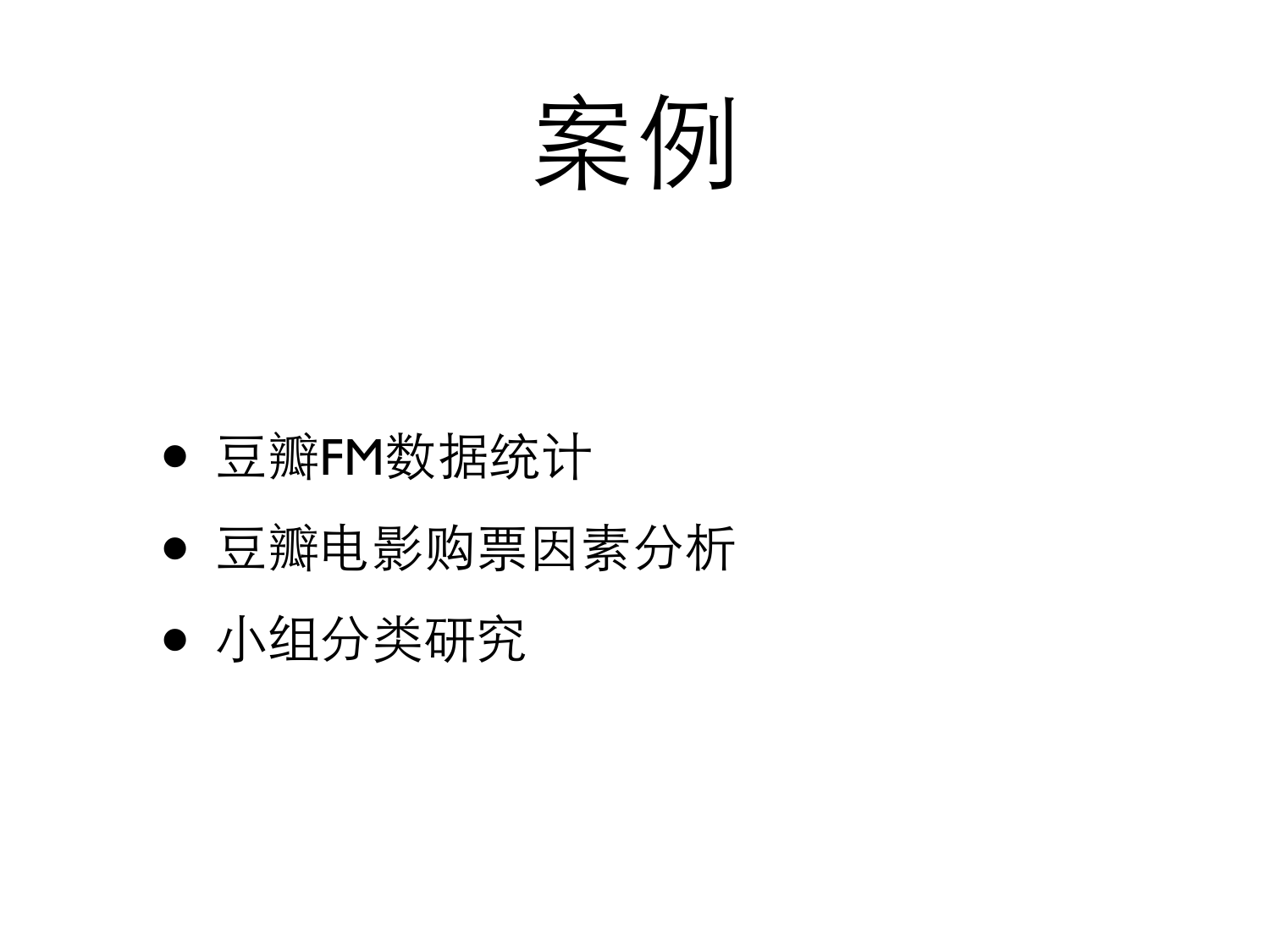# 案例

- 豆瓣FM数据统计
- 豆瓣电影购票因素分析
- 小组分类研究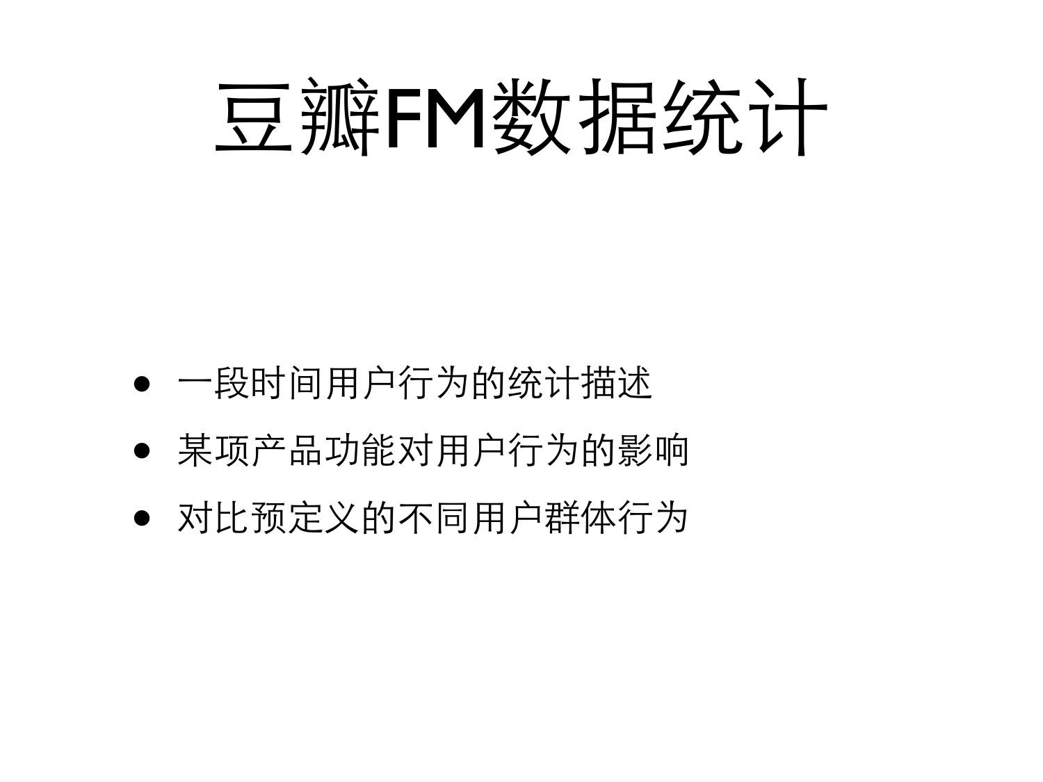# 豆瓣FM数据统计

- 一段时间用户行为的统计描述
- 某项产品功能对用户行为的影响
- 对比预定义的不同用户群体行为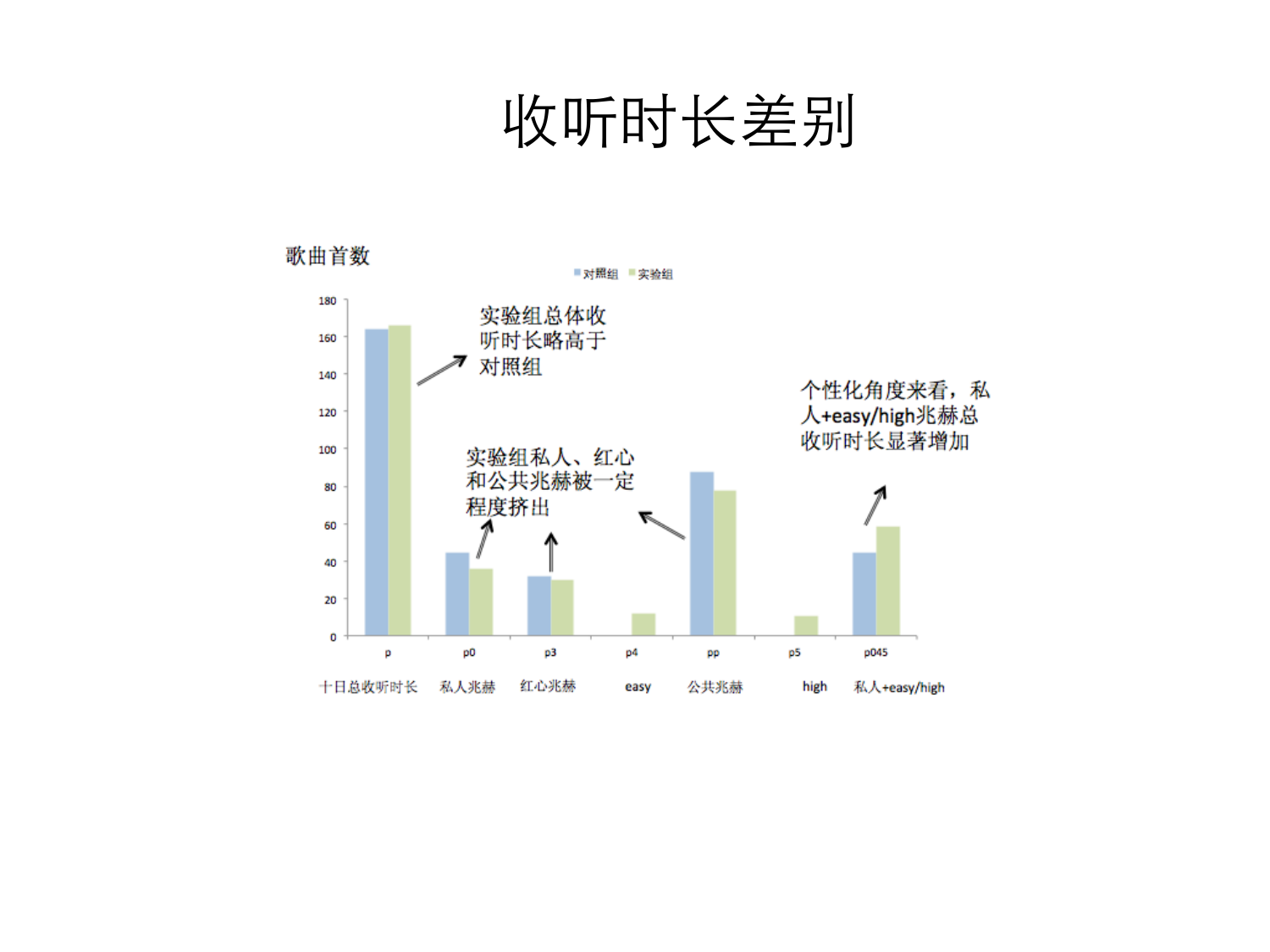# 收听时长差别

歌曲首数

■对照组 ■实验组

| | p | p0 | p3 | p4 | pp | p5 | p045 |
|---|---|---|---|---|---|---|---|
| | 十日总收听时长 | 私人兆赫 | 红心兆赫 | easy | 公共兆赫 | high | 私人+easy/high |

实验组总体收听时长略高于对照组

实验组私人、红心和公共兆赫被一定程度挤出

个性化角度来看，私人+easy/high兆赫总收听时长显著增加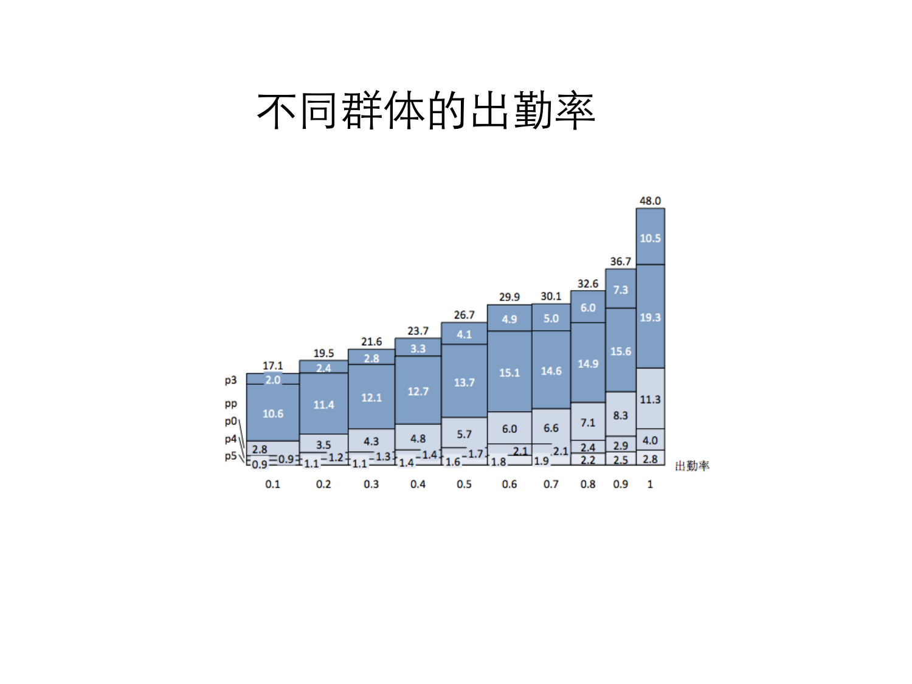# 不同群体的出勤率

| 出勤率 | 0.1 | 0.2 | 0.3 | 0.4 | 0.5 | 0.6 | 0.7 | 0.8 | 0.9 | 1 |
|---|---|---|---|---|---|---|---|---|---|---|
| p3 | 2.0 | 2.4 | 2.8 | 3.3 | 4.1 | 4.9 | 5.0 | 6.0 | 7.3 | 10.5 |
| pp | 10.6 | 11.4 | 12.1 | 12.7 | 13.7 | 15.1 | 14.6 | 14.9 | 15.6 | 19.3 |
| p0 | 2.8 | 3.5 | 4.3 | 4.8 | 5.7 | 6.0 | 6.6 | 7.1 | 8.3 | 11.3 |
| p4 | 0.9 | 1.2 | 1.3 | 1.4 | 1.7 | 2.1 | 2.1 | 2.4 | 2.9 | 4.0 |
| p5 | 0.9 | 1.1 | 1.1 | 1.4 | 1.6 | 1.8 | 1.9 | 2.2 | 2.5 | 2.8 |
| 合计 | 17.1 | 19.5 | 21.6 | 23.7 | 26.7 | 29.9 | 30.1 | 32.6 | 36.7 | 48.0 |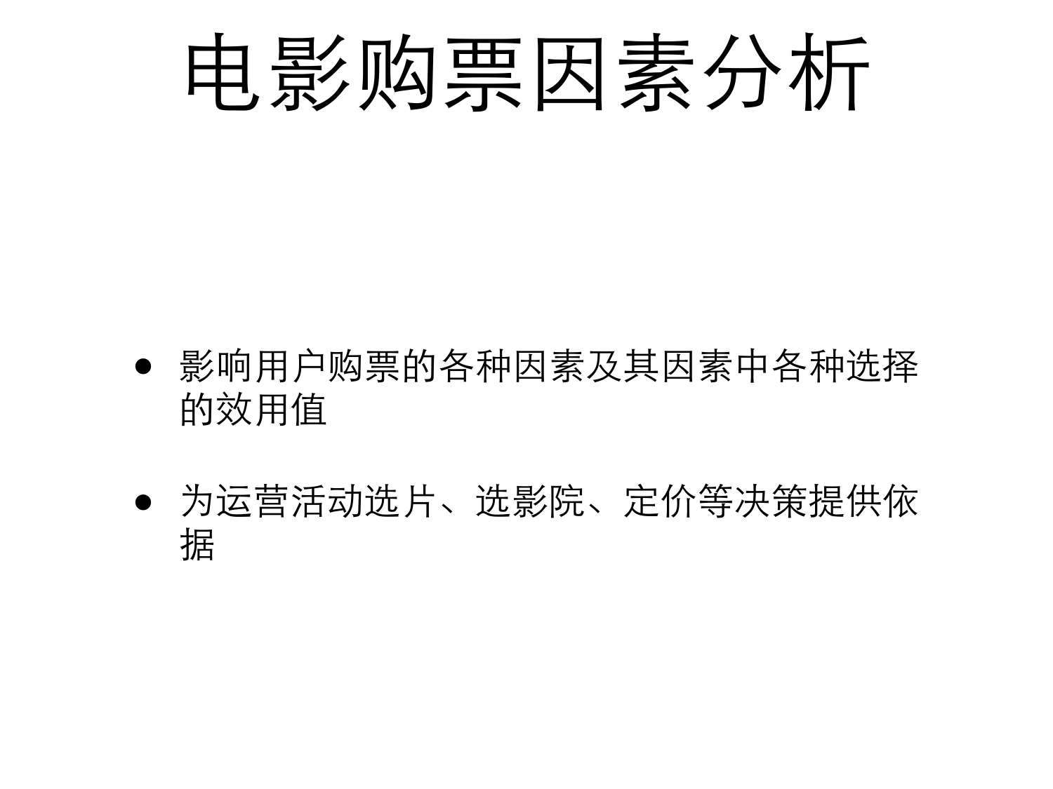# 电影购票因素分析

- 影响用户购票的各种因素及其因素中各种选择的效用值
- 为运营活动选片、选影院、定价等决策提供依据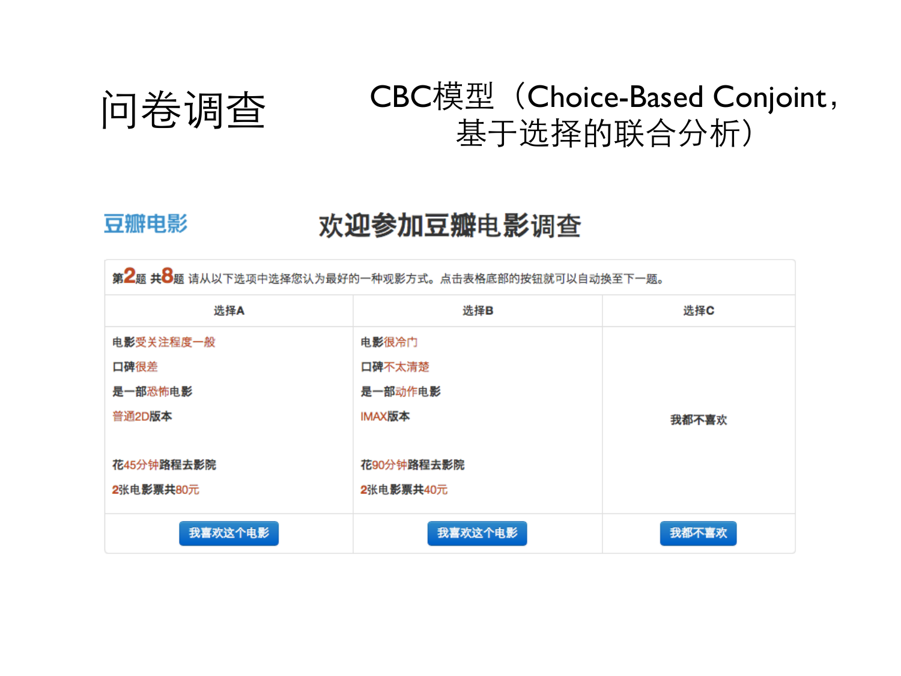# 问卷调查

## CBC模型（Choice-Based Conjoint，基于选择的联合分析）

**豆瓣电影**

## 欢迎参加豆瓣电影调查

**第2题 共8题** 请从以下选项中选择您认为最好的一种观影方式。点击表格底部的按钮就可以自动换至下一题。

| 选择A | 选择B | 选择C |
| --- | --- | --- |
| 电影受关注程度一般<br>口碑很差<br>是一部恐怖电影<br>普通2D版本<br><br>花45分钟路程去影院<br>2张电影票共80元 | 电影很冷门<br>口碑不太清楚<br>是一部动作电影<br>IMAX版本<br><br>花90分钟路程去影院<br>2张电影票共40元 | 我都不喜欢 |
| 我喜欢这个电影 | 我喜欢这个电影 | 我都不喜欢 |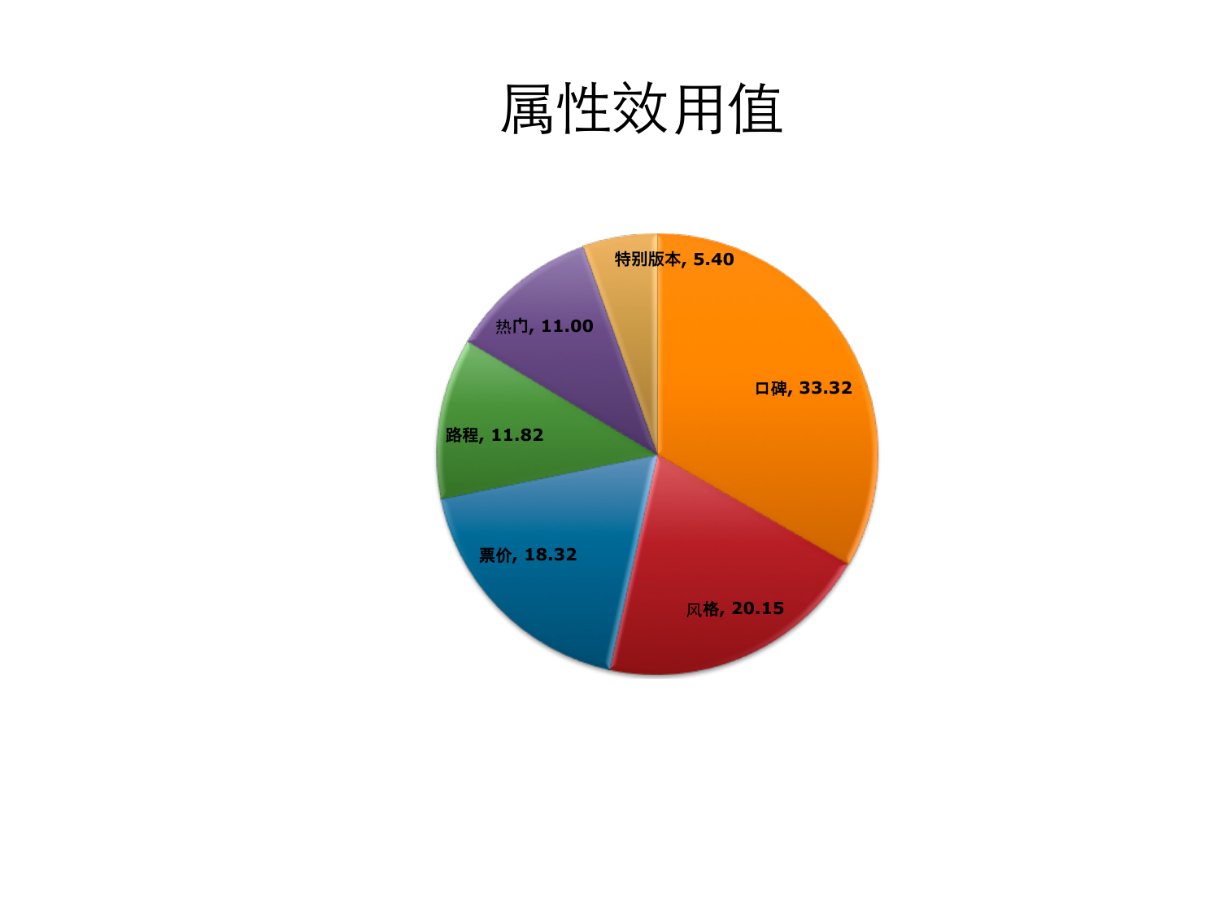# 属性效用值

| 属性 | 效用值 |
| --- | --- |
| 口碑 | 33.32 |
| 风格 | 20.15 |
| 票价 | 18.32 |
| 路程 | 11.82 |
| 热门 | 11.00 |
| 特别版本 | 5.40 |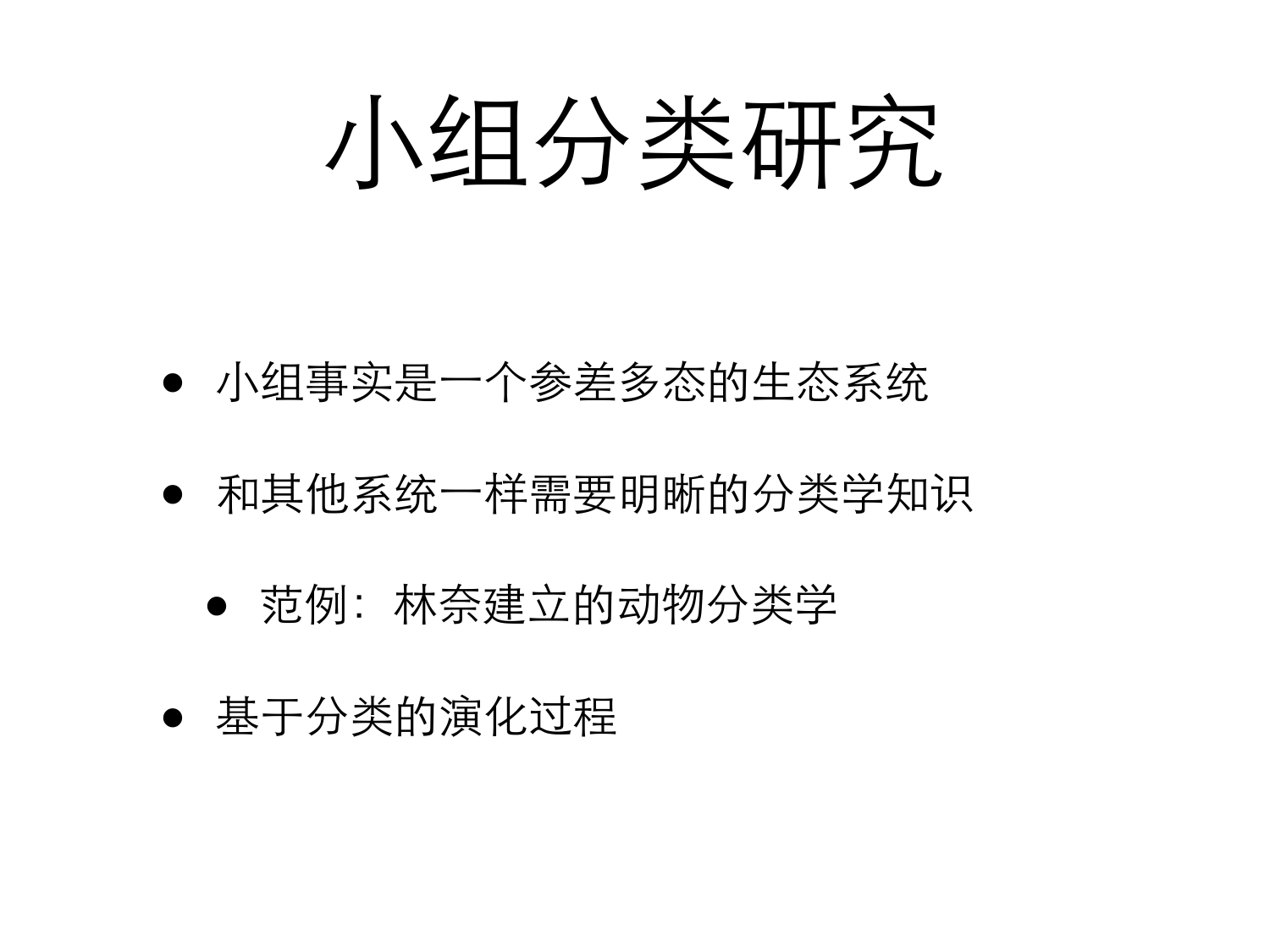# 小组分类研究

- 小组事实是一个参差多态的生态系统
- 和其他系统一样需要明晰的分类学知识
  - 范例：林奈建立的动物分类学
- 基于分类的演化过程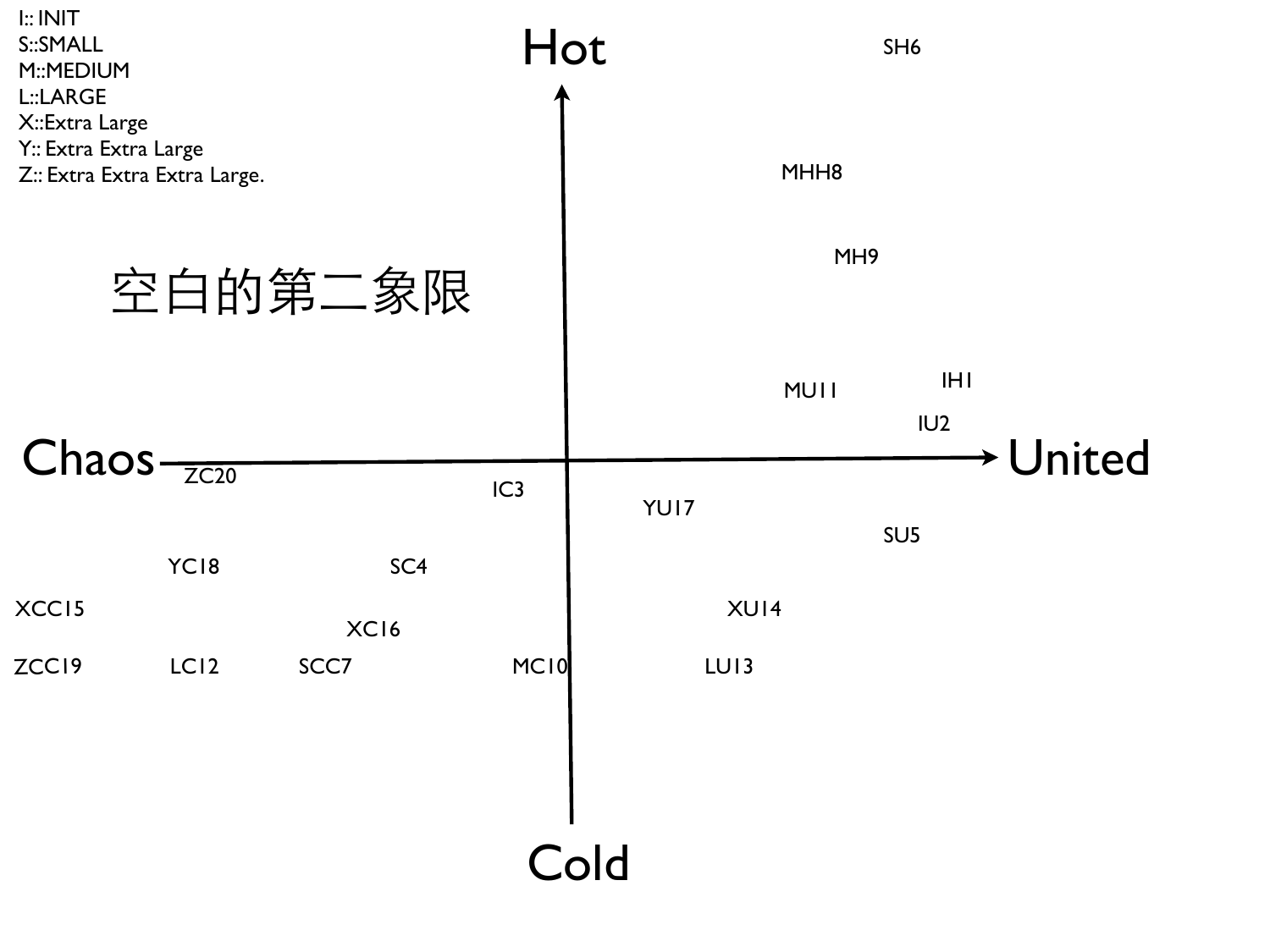I:: INIT
S::SMALL
M::MEDIUM
L::LARGE
X::Extra Large
Y:: Extra Extra Large
Z:: Extra Extra Extra Large.

Hot

空白的第二象限

Chaos

United

Cold

SH6

MHH8

MH9

MU11

IH1

IU2

ZC20

IC3

YU17

SU5

YC18

SC4

XCC15

XC16

XU14

ZCC19

LC12

SCC7

MC10

LU13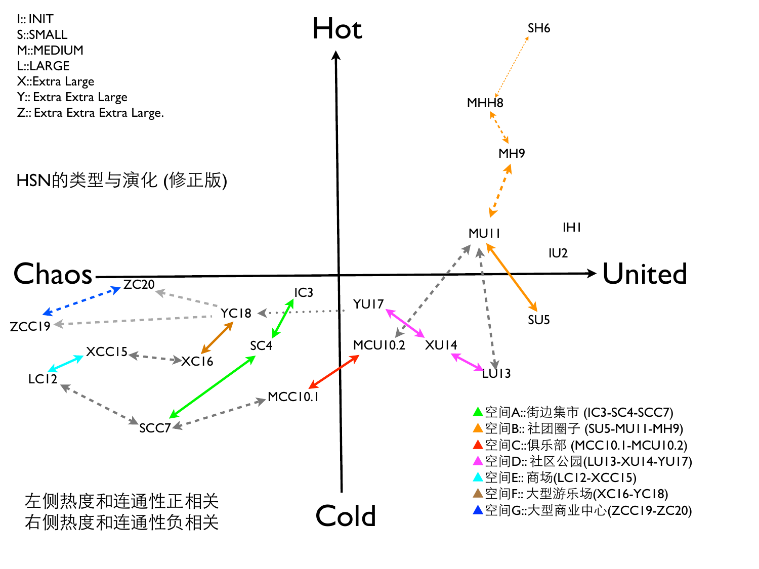I:: INIT
S::SMALL
M::MEDIUM
L::LARGE
X::Extra Large
Y:: Extra Extra Large
Z:: Extra Extra Extra Large.

HSN的类型与演化 (修正版)

Hot

Cold

Chaos

United

SH6

MHH8

MH9

MU11

IH1

IU2

SU5

ZC20

ZCC19

YC18

IC3

YU17

SC4

MCU10.2

XU14

XCC15

XC16

LC12

LU13

MCC10.1

SCC7

- 空间A::街边集市 (IC3-SC4-SCC7)
- 空间B:: 社团圈子 (SU5-MU11-MH9)
- 空间C::俱乐部 (MCC10.1-MCU10.2)
- 空间D:: 社区公园(LU13-XU14-YU17)
- 空间E:: 商场(LC12-XCC15)
- 空间F:: 大型游乐场(XC16-YC18)
- 空间G::大型商业中心(ZCC19-ZC20)

左侧热度和连通性正相关
右侧热度和连通性负相关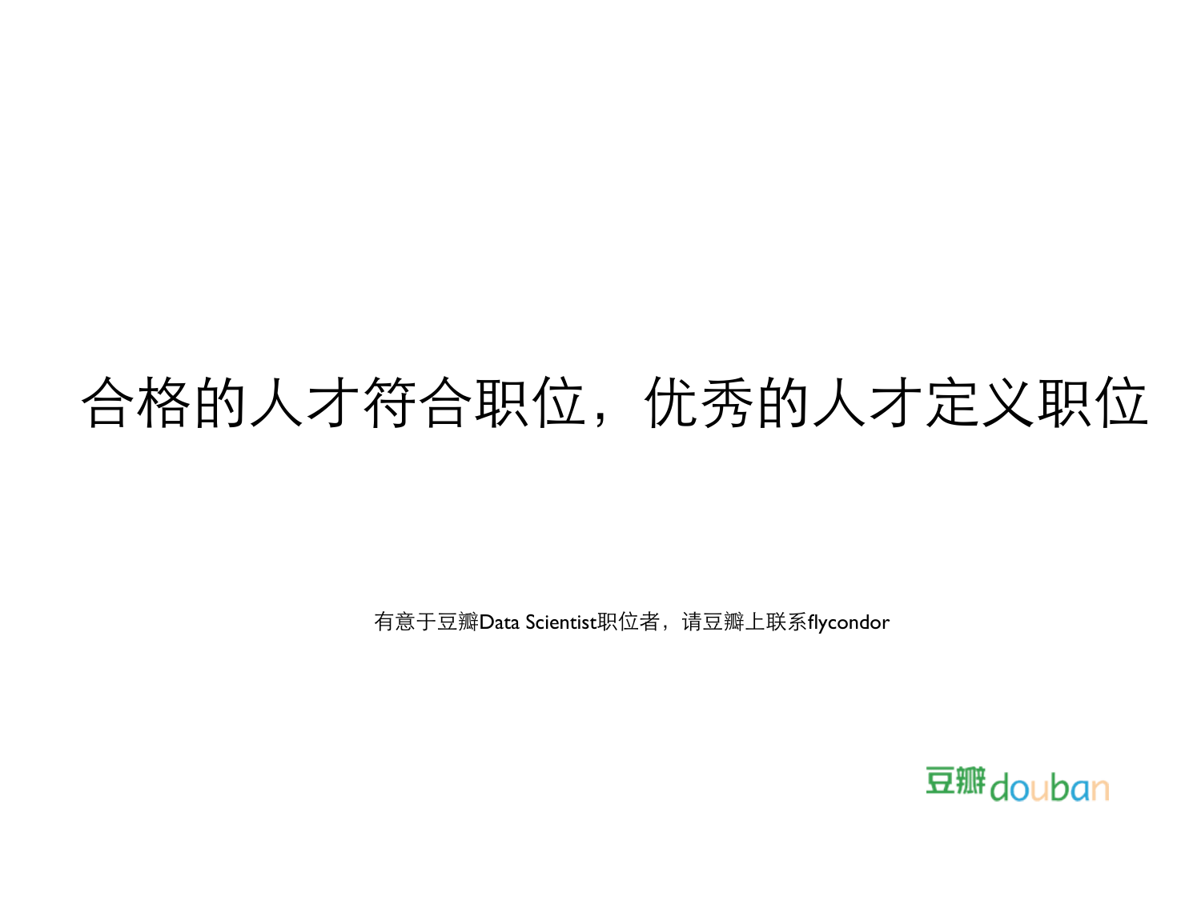# 合格的人才符合职位，优秀的人才定义职位

有意于豆瓣Data Scientist职位者，请豆瓣上联系flycondor

豆瓣douban